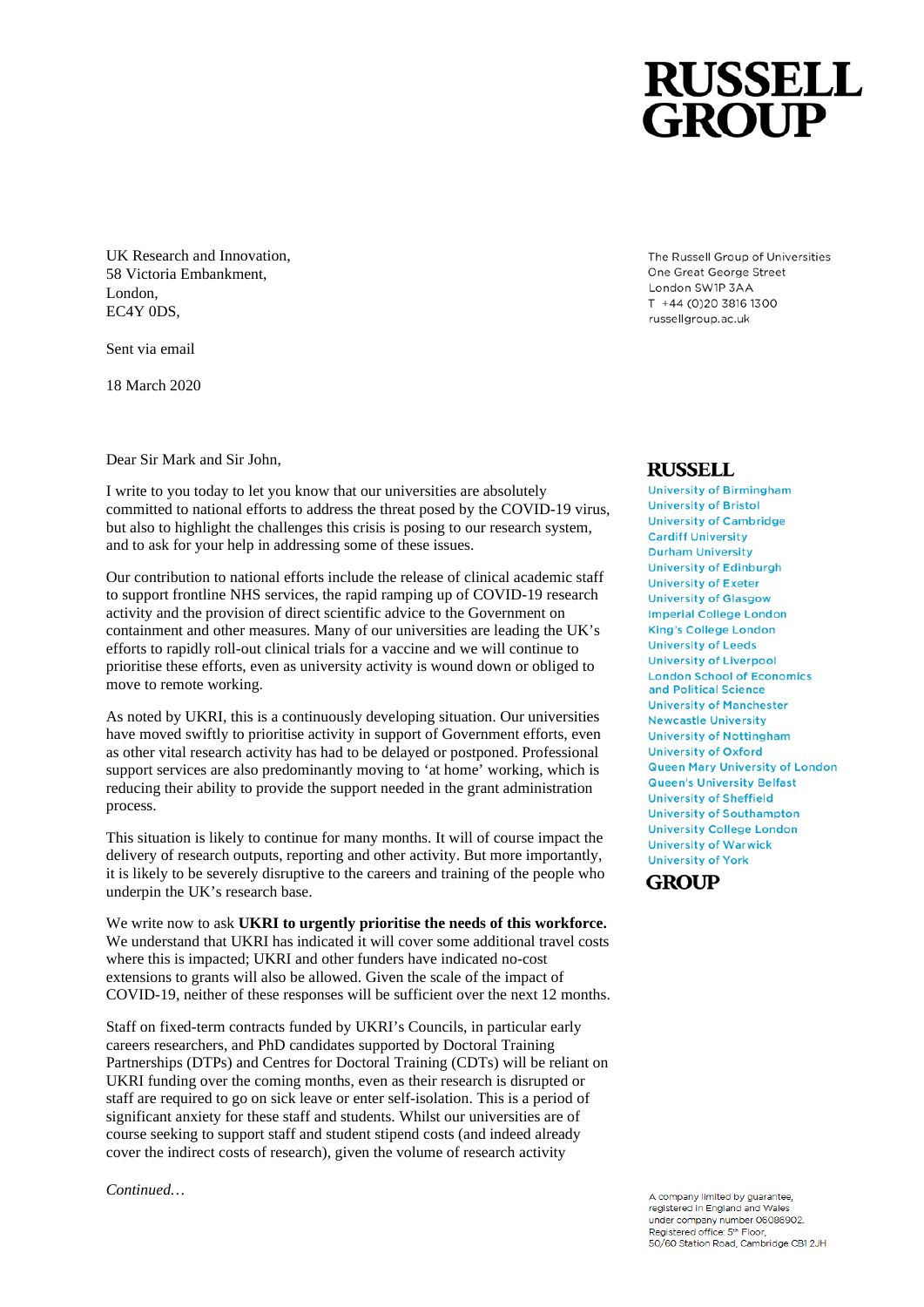**RUSSELL GROUP**

UK Research and Innovation,
58 Victoria Embankment,
London,
EC4Y 0DS,

Sent via email

18 March 2020

The Russell Group of Universities
One Great George Street
London SW1P 3AA
T +44 (0)20 3816 1300
russellgroup.ac.uk

Dear Sir Mark and Sir John,

I write to you today to let you know that our universities are absolutely committed to national efforts to address the threat posed by the COVID-19 virus, but also to highlight the challenges this crisis is posing to our research system, and to ask for your help in addressing some of these issues.

Our contribution to national efforts include the release of clinical academic staff to support frontline NHS services, the rapid ramping up of COVID-19 research activity and the provision of direct scientific advice to the Government on containment and other measures. Many of our universities are leading the UK's efforts to rapidly roll-out clinical trials for a vaccine and we will continue to prioritise these efforts, even as university activity is wound down or obliged to move to remote working.

As noted by UKRI, this is a continuously developing situation. Our universities have moved swiftly to prioritise activity in support of Government efforts, even as other vital research activity has had to be delayed or postponed. Professional support services are also predominantly moving to 'at home' working, which is reducing their ability to provide the support needed in the grant administration process.

This situation is likely to continue for many months. It will of course impact the delivery of research outputs, reporting and other activity. But more importantly, it is likely to be severely disruptive to the careers and training of the people who underpin the UK's research base.

We write now to ask **UKRI to urgently prioritise the needs of this workforce.** We understand that UKRI has indicated it will cover some additional travel costs where this is impacted; UKRI and other funders have indicated no-cost extensions to grants will also be allowed. Given the scale of the impact of COVID-19, neither of these responses will be sufficient over the next 12 months.

Staff on fixed-term contracts funded by UKRI's Councils, in particular early careers researchers, and PhD candidates supported by Doctoral Training Partnerships (DTPs) and Centres for Doctoral Training (CDTs) will be reliant on UKRI funding over the coming months, even as their research is disrupted or staff are required to go on sick leave or enter self-isolation. This is a period of significant anxiety for these staff and students. Whilst our universities are of course seeking to support staff and student stipend costs (and indeed already cover the indirect costs of research), given the volume of research activity

*Continued…*

**RUSSELL**
University of Birmingham
University of Bristol
University of Cambridge
Cardiff University
Durham University
University of Edinburgh
University of Exeter
University of Glasgow
Imperial College London
King's College London
University of Leeds
University of Liverpool
London School of Economics and Political Science
University of Manchester
Newcastle University
University of Nottingham
University of Oxford
Queen Mary University of London
Queen's University Belfast
University of Sheffield
University of Southampton
University College London
University of Warwick
University of York
**GROUP**

A company limited by guarantee, registered in England and Wales under company number 06086902. Registered office: 5th Floor, 50/60 Station Road, Cambridge CB1 2JH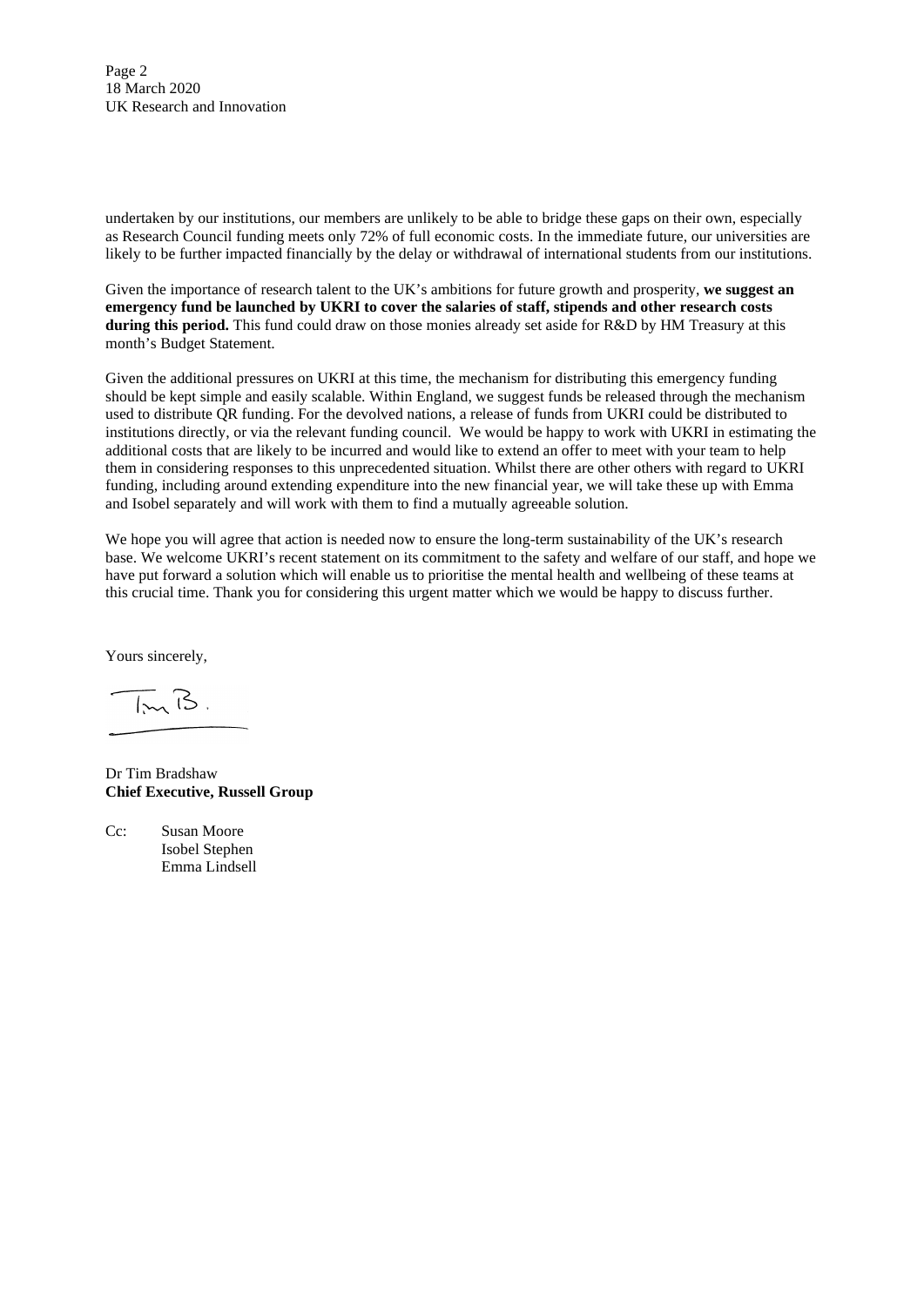undertaken by our institutions, our members are unlikely to be able to bridge these gaps on their own, especially as Research Council funding meets only 72% of full economic costs. In the immediate future, our universities are likely to be further impacted financially by the delay or withdrawal of international students from our institutions.

Given the importance of research talent to the UK's ambitions for future growth and prosperity, **we suggest an emergency fund be launched by UKRI to cover the salaries of staff, stipends and other research costs during this period.** This fund could draw on those monies already set aside for R&D by HM Treasury at this month's Budget Statement.

Given the additional pressures on UKRI at this time, the mechanism for distributing this emergency funding should be kept simple and easily scalable. Within England, we suggest funds be released through the mechanism used to distribute QR funding. For the devolved nations, a release of funds from UKRI could be distributed to institutions directly, or via the relevant funding council. We would be happy to work with UKRI in estimating the additional costs that are likely to be incurred and would like to extend an offer to meet with your team to help them in considering responses to this unprecedented situation. Whilst there are other others with regard to UKRI funding, including around extending expenditure into the new financial year, we will take these up with Emma and Isobel separately and will work with them to find a mutually agreeable solution.

We hope you will agree that action is needed now to ensure the long-term sustainability of the UK's research base. We welcome UKRI's recent statement on its commitment to the safety and welfare of our staff, and hope we have put forward a solution which will enable us to prioritise the mental health and wellbeing of these teams at this crucial time. Thank you for considering this urgent matter which we would be happy to discuss further.

Yours sincerely,

Tim B.

Dr Tim Bradshaw
**Chief Executive, Russell Group**

Cc: Susan Moore
Isobel Stephen
Emma Lindsell